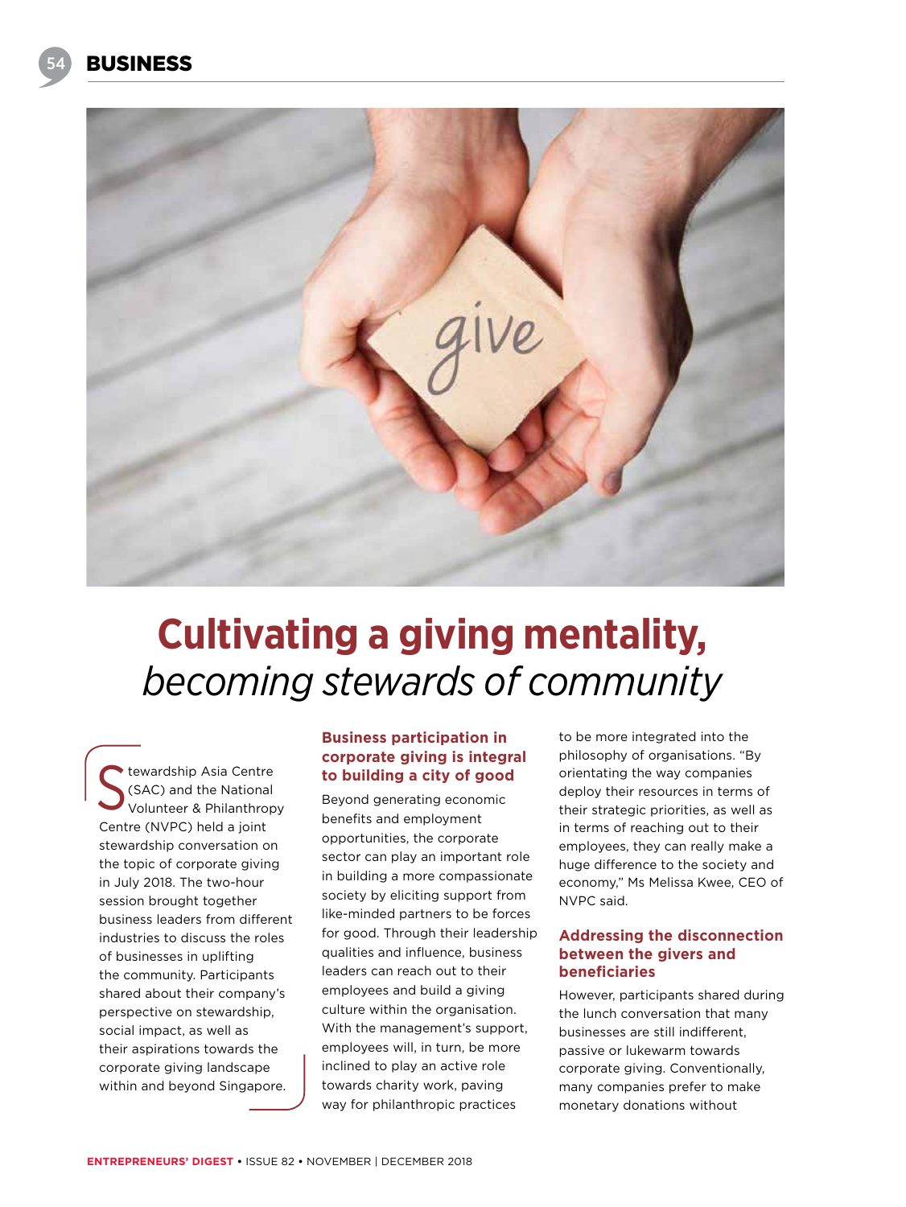# Cultivating a giving mentality, *becoming stewards of community*

Stewardship Asia Centre (SAC) and the National Volunteer & Philanthropy Centre (NVPC) held a joint stewardship conversation on the topic of corporate giving in July 2018. The two-hour session brought together business leaders from different industries to discuss the roles of businesses in uplifting the community. Participants shared about their company's perspective on stewardship, social impact, as well as their aspirations towards the corporate giving landscape within and beyond Singapore.

### Business participation in corporate giving is integral to building a city of good

Beyond generating economic benefits and employment opportunities, the corporate sector can play an important role in building a more compassionate society by eliciting support from like-minded partners to be forces for good. Through their leadership qualities and influence, business leaders can reach out to their employees and build a giving culture within the organisation. With the management's support, employees will, in turn, be more inclined to play an active role towards charity work, paving way for philanthropic practices to be more integrated into the philosophy of organisations. "By orientating the way companies deploy their resources in terms of their strategic priorities, as well as in terms of reaching out to their employees, they can really make a huge difference to the society and economy," Ms Melissa Kwee, CEO of NVPC said.

### Addressing the disconnection between the givers and beneficiaries

However, participants shared during the lunch conversation that many businesses are still indifferent, passive or lukewarm towards corporate giving. Conventionally, many companies prefer to make monetary donations without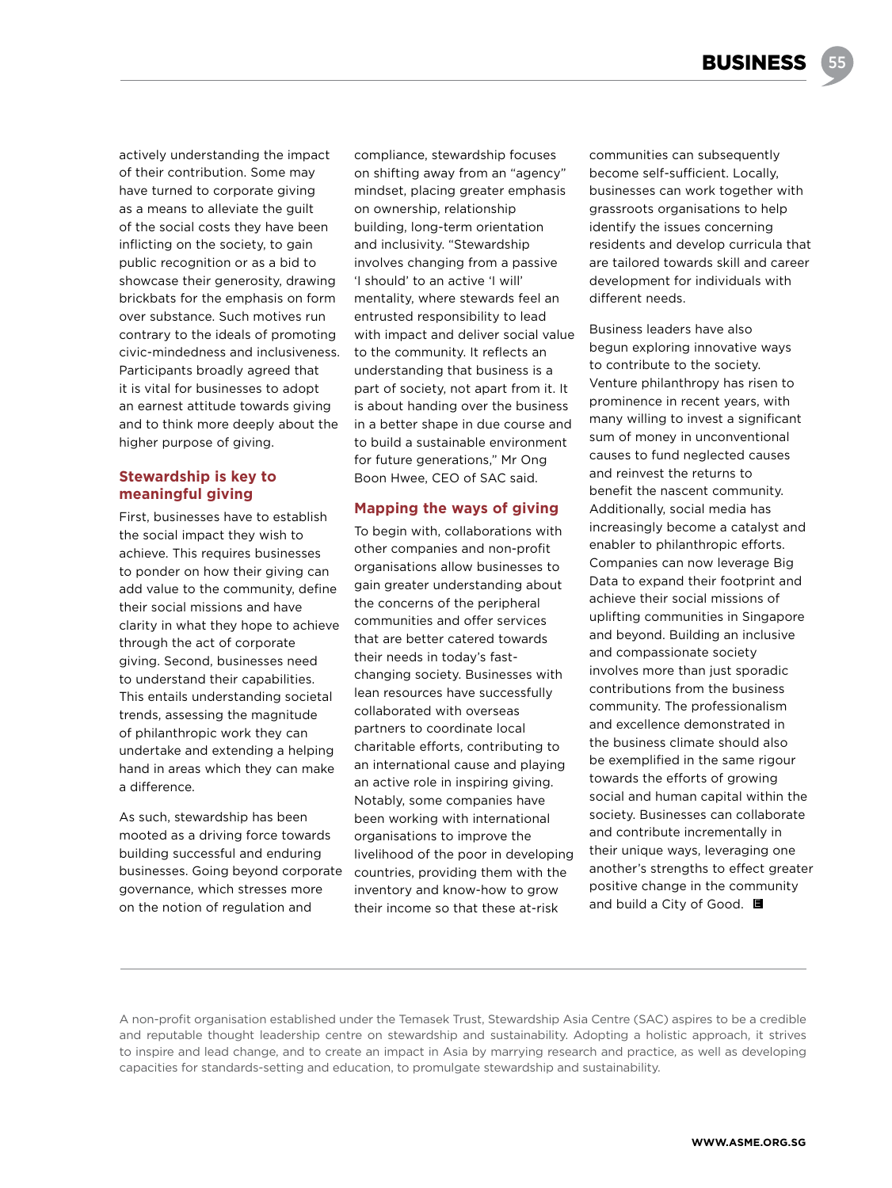actively understanding the impact of their contribution. Some may have turned to corporate giving as a means to alleviate the guilt of the social costs they have been inflicting on the society, to gain public recognition or as a bid to showcase their generosity, drawing brickbats for the emphasis on form over substance. Such motives run contrary to the ideals of promoting civic-mindedness and inclusiveness. Participants broadly agreed that it is vital for businesses to adopt an earnest attitude towards giving and to think more deeply about the higher purpose of giving.

## Stewardship is key to meaningful giving

First, businesses have to establish the social impact they wish to achieve. This requires businesses to ponder on how their giving can add value to the community, define their social missions and have clarity in what they hope to achieve through the act of corporate giving. Second, businesses need to understand their capabilities. This entails understanding societal trends, assessing the magnitude of philanthropic work they can undertake and extending a helping hand in areas which they can make a difference.

As such, stewardship has been mooted as a driving force towards building successful and enduring businesses. Going beyond corporate governance, which stresses more on the notion of regulation and compliance, stewardship focuses on shifting away from an "agency" mindset, placing greater emphasis on ownership, relationship building, long-term orientation and inclusivity. "Stewardship involves changing from a passive 'I should' to an active 'I will' mentality, where stewards feel an entrusted responsibility to lead with impact and deliver social value to the community. It reflects an understanding that business is a part of society, not apart from it. It is about handing over the business in a better shape in due course and to build a sustainable environment for future generations," Mr Ong Boon Hwee, CEO of SAC said.

## Mapping the ways of giving

To begin with, collaborations with other companies and non-profit organisations allow businesses to gain greater understanding about the concerns of the peripheral communities and offer services that are better catered towards their needs in today's fast-changing society. Businesses with lean resources have successfully collaborated with overseas partners to coordinate local charitable efforts, contributing to an international cause and playing an active role in inspiring giving. Notably, some companies have been working with international organisations to improve the livelihood of the poor in developing countries, providing them with the inventory and know-how to grow their income so that these at-risk communities can subsequently become self-sufficient. Locally, businesses can work together with grassroots organisations to help identify the issues concerning residents and develop curricula that are tailored towards skill and career development for individuals with different needs.

Business leaders have also begun exploring innovative ways to contribute to the society. Venture philanthropy has risen to prominence in recent years, with many willing to invest a significant sum of money in unconventional causes to fund neglected causes and reinvest the returns to benefit the nascent community. Additionally, social media has increasingly become a catalyst and enabler to philanthropic efforts. Companies can now leverage Big Data to expand their footprint and achieve their social missions of uplifting communities in Singapore and beyond. Building an inclusive and compassionate society involves more than just sporadic contributions from the business community. The professionalism and excellence demonstrated in the business climate should also be exemplified in the same rigour towards the efforts of growing social and human capital within the society. Businesses can collaborate and contribute incrementally in their unique ways, leveraging one another's strengths to effect greater positive change in the community and build a City of Good.

A non-profit organisation established under the Temasek Trust, Stewardship Asia Centre (SAC) aspires to be a credible and reputable thought leadership centre on stewardship and sustainability. Adopting a holistic approach, it strives to inspire and lead change, and to create an impact in Asia by marrying research and practice, as well as developing capacities for standards-setting and education, to promulgate stewardship and sustainability.